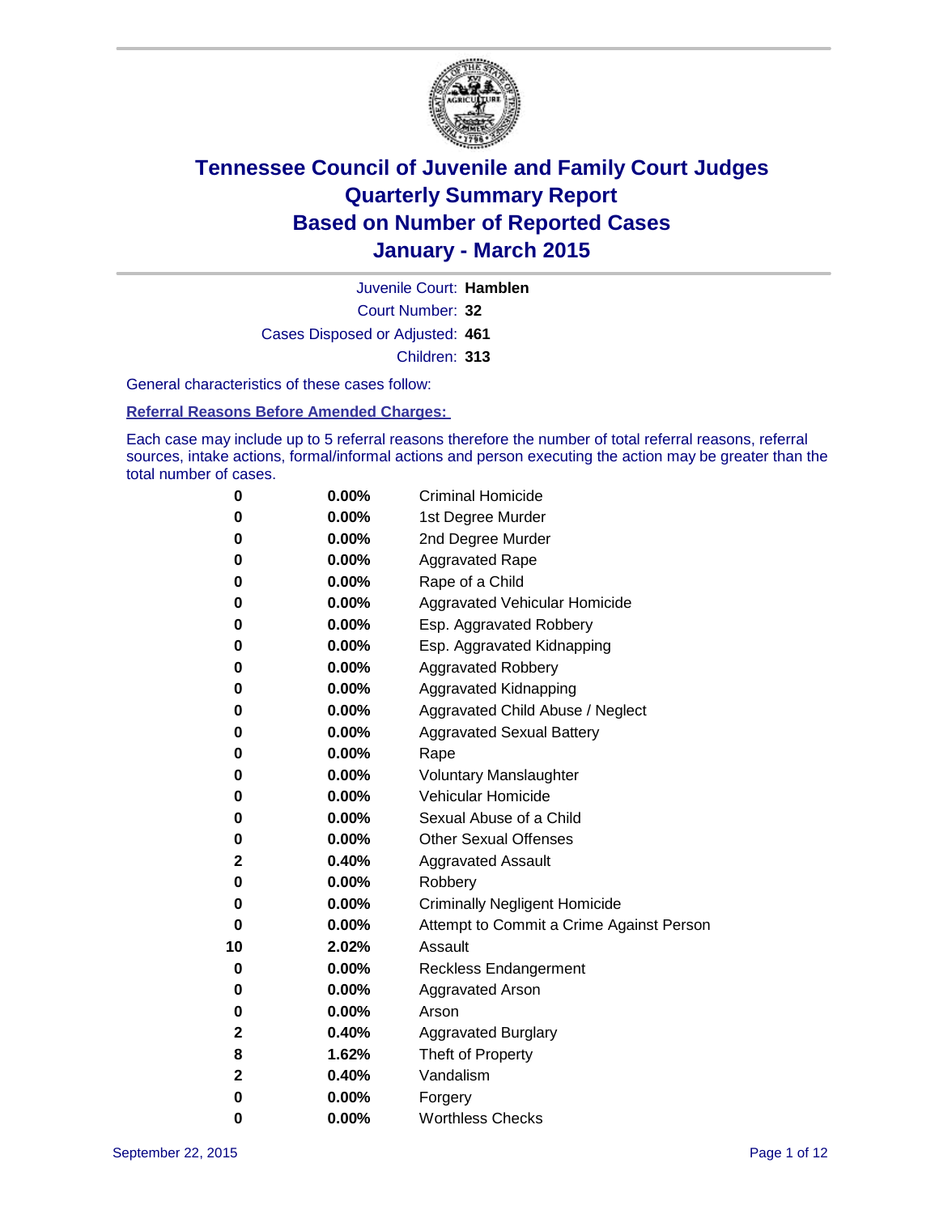# Tennessee Council of Juvenile and Family Court Judges
# Quarterly Summary Report
# Based on Number of Reported Cases
# January - March 2015

Juvenile Court: **Hamblen**

Court Number: **32**

Cases Disposed or Adjusted: **461**

Children: **313**

General characteristics of these cases follow:

**Referral Reasons Before Amended Charges:**

Each case may include up to 5 referral reasons therefore the number of total referral reasons, referral sources, intake actions, formal/informal actions and person executing the action may be greater than the total number of cases.

| | | |
|---|---|---|
| 0 | 0.00% | Criminal Homicide |
| 0 | 0.00% | 1st Degree Murder |
| 0 | 0.00% | 2nd Degree Murder |
| 0 | 0.00% | Aggravated Rape |
| 0 | 0.00% | Rape of a Child |
| 0 | 0.00% | Aggravated Vehicular Homicide |
| 0 | 0.00% | Esp. Aggravated Robbery |
| 0 | 0.00% | Esp. Aggravated Kidnapping |
| 0 | 0.00% | Aggravated Robbery |
| 0 | 0.00% | Aggravated Kidnapping |
| 0 | 0.00% | Aggravated Child Abuse / Neglect |
| 0 | 0.00% | Aggravated Sexual Battery |
| 0 | 0.00% | Rape |
| 0 | 0.00% | Voluntary Manslaughter |
| 0 | 0.00% | Vehicular Homicide |
| 0 | 0.00% | Sexual Abuse of a Child |
| 0 | 0.00% | Other Sexual Offenses |
| 2 | 0.40% | Aggravated Assault |
| 0 | 0.00% | Robbery |
| 0 | 0.00% | Criminally Negligent Homicide |
| 0 | 0.00% | Attempt to Commit a Crime Against Person |
| 10 | 2.02% | Assault |
| 0 | 0.00% | Reckless Endangerment |
| 0 | 0.00% | Aggravated Arson |
| 0 | 0.00% | Arson |
| 2 | 0.40% | Aggravated Burglary |
| 8 | 1.62% | Theft of Property |
| 2 | 0.40% | Vandalism |
| 0 | 0.00% | Forgery |
| 0 | 0.00% | Worthless Checks |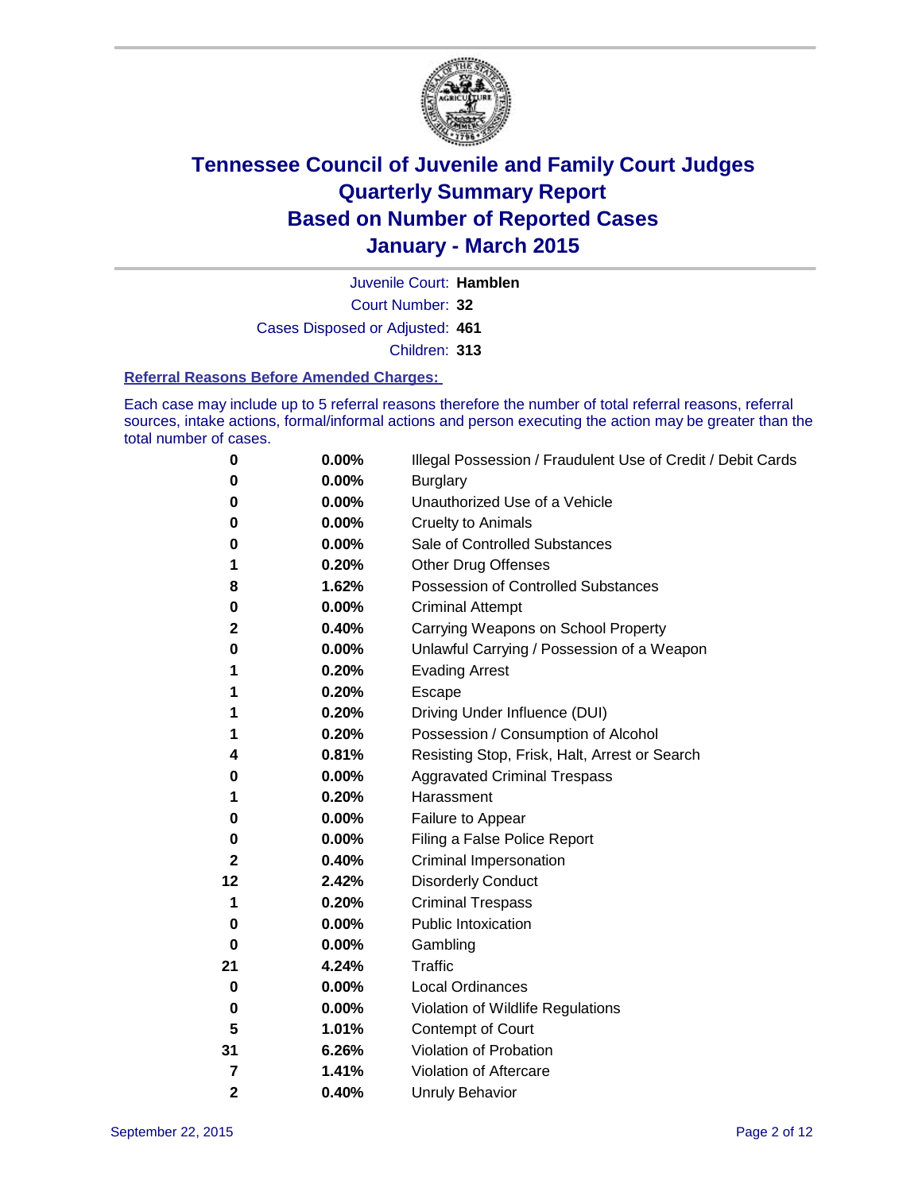# Tennessee Council of Juvenile and Family Court Judges
# Quarterly Summary Report
# Based on Number of Reported Cases
# January - March 2015

Juvenile Court: **Hamblen**

Court Number: **32**

Cases Disposed or Adjusted: **461**

Children: **313**

### Referral Reasons Before Amended Charges:

Each case may include up to 5 referral reasons therefore the number of total referral reasons, referral sources, intake actions, formal/informal actions and person executing the action may be greater than the total number of cases.

| | | |
|---|---|---|
| **0** | **0.00%** | Illegal Possession / Fraudulent Use of Credit / Debit Cards |
| **0** | **0.00%** | Burglary |
| **0** | **0.00%** | Unauthorized Use of a Vehicle |
| **0** | **0.00%** | Cruelty to Animals |
| **0** | **0.00%** | Sale of Controlled Substances |
| **1** | **0.20%** | Other Drug Offenses |
| **8** | **1.62%** | Possession of Controlled Substances |
| **0** | **0.00%** | Criminal Attempt |
| **2** | **0.40%** | Carrying Weapons on School Property |
| **0** | **0.00%** | Unlawful Carrying / Possession of a Weapon |
| **1** | **0.20%** | Evading Arrest |
| **1** | **0.20%** | Escape |
| **1** | **0.20%** | Driving Under Influence (DUI) |
| **1** | **0.20%** | Possession / Consumption of Alcohol |
| **4** | **0.81%** | Resisting Stop, Frisk, Halt, Arrest or Search |
| **0** | **0.00%** | Aggravated Criminal Trespass |
| **1** | **0.20%** | Harassment |
| **0** | **0.00%** | Failure to Appear |
| **0** | **0.00%** | Filing a False Police Report |
| **2** | **0.40%** | Criminal Impersonation |
| **12** | **2.42%** | Disorderly Conduct |
| **1** | **0.20%** | Criminal Trespass |
| **0** | **0.00%** | Public Intoxication |
| **0** | **0.00%** | Gambling |
| **21** | **4.24%** | Traffic |
| **0** | **0.00%** | Local Ordinances |
| **0** | **0.00%** | Violation of Wildlife Regulations |
| **5** | **1.01%** | Contempt of Court |
| **31** | **6.26%** | Violation of Probation |
| **7** | **1.41%** | Violation of Aftercare |
| **2** | **0.40%** | Unruly Behavior |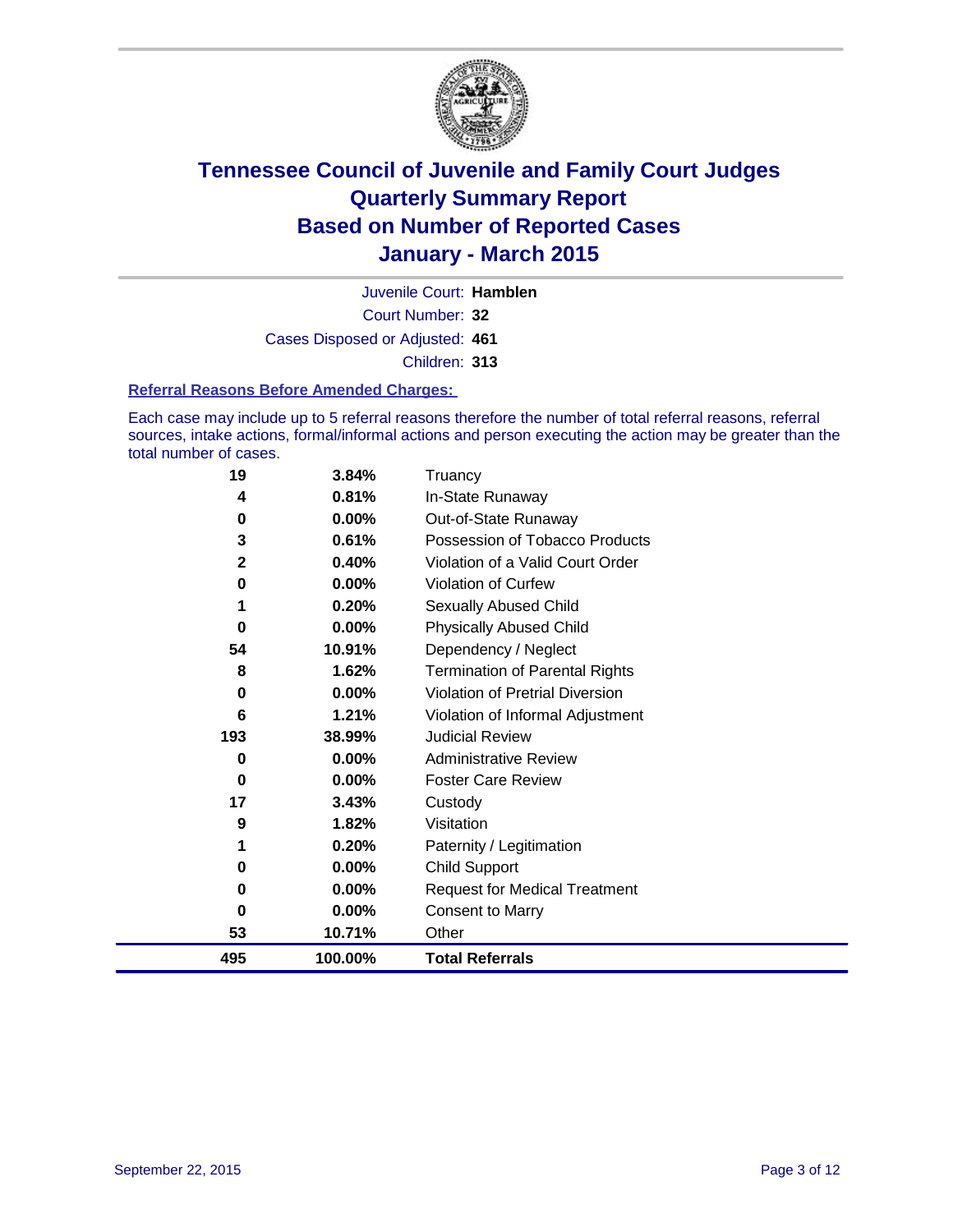# Tennessee Council of Juvenile and Family Court Judges
# Quarterly Summary Report
# Based on Number of Reported Cases
# January - March 2015

Juvenile Court: **Hamblen**

Court Number: **32**

Cases Disposed or Adjusted: **461**

Children: **313**

### Referral Reasons Before Amended Charges:

Each case may include up to 5 referral reasons therefore the number of total referral reasons, referral sources, intake actions, formal/informal actions and person executing the action may be greater than the total number of cases.

| | | |
|---|---|---|
| **19** | **3.84%** | Truancy |
| **4** | **0.81%** | In-State Runaway |
| **0** | **0.00%** | Out-of-State Runaway |
| **3** | **0.61%** | Possession of Tobacco Products |
| **2** | **0.40%** | Violation of a Valid Court Order |
| **0** | **0.00%** | Violation of Curfew |
| **1** | **0.20%** | Sexually Abused Child |
| **0** | **0.00%** | Physically Abused Child |
| **54** | **10.91%** | Dependency / Neglect |
| **8** | **1.62%** | Termination of Parental Rights |
| **0** | **0.00%** | Violation of Pretrial Diversion |
| **6** | **1.21%** | Violation of Informal Adjustment |
| **193** | **38.99%** | Judicial Review |
| **0** | **0.00%** | Administrative Review |
| **0** | **0.00%** | Foster Care Review |
| **17** | **3.43%** | Custody |
| **9** | **1.82%** | Visitation |
| **1** | **0.20%** | Paternity / Legitimation |
| **0** | **0.00%** | Child Support |
| **0** | **0.00%** | Request for Medical Treatment |
| **0** | **0.00%** | Consent to Marry |
| **53** | **10.71%** | Other |
| **495** | **100.00%** | **Total Referrals** |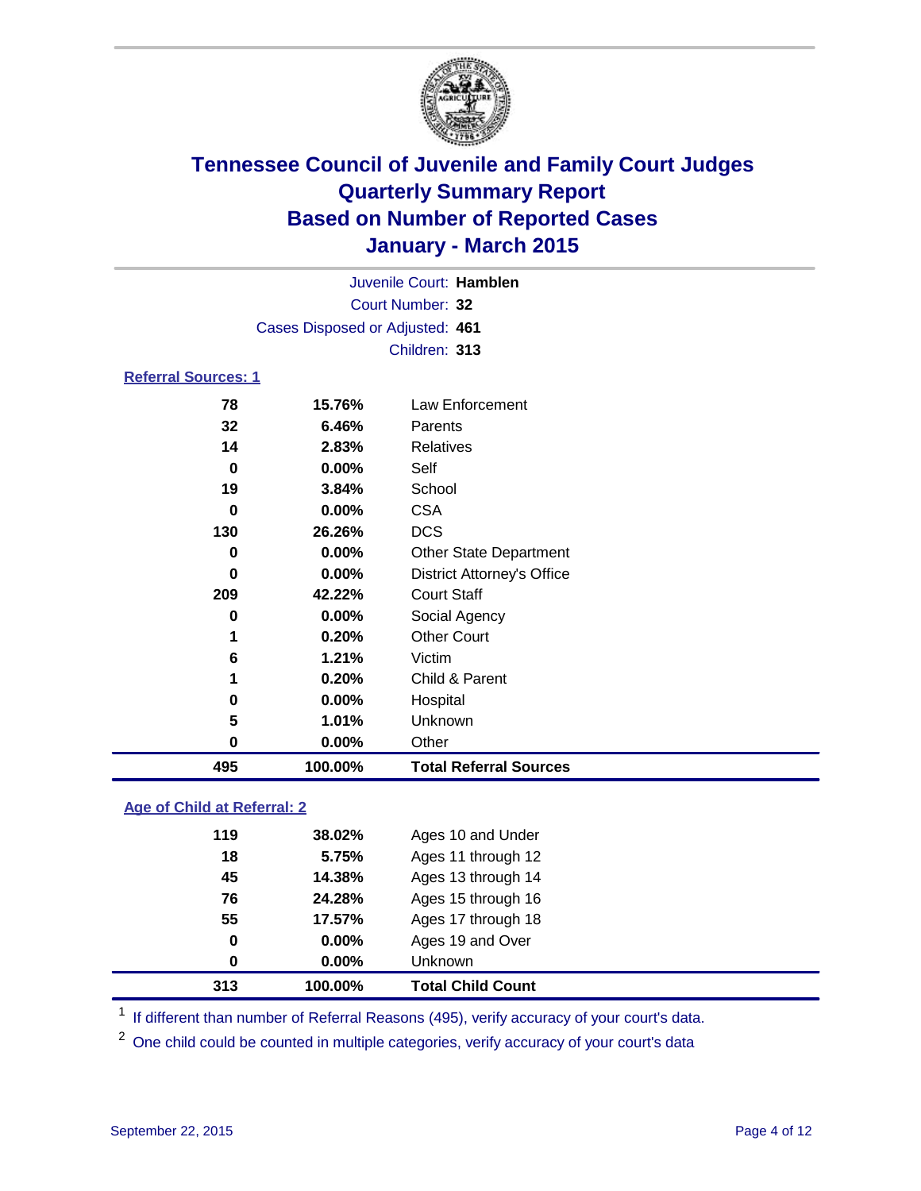# Tennessee Council of Juvenile and Family Court Judges
# Quarterly Summary Report
# Based on Number of Reported Cases
# January - March 2015

Juvenile Court: **Hamblen**

Court Number: **32**

Cases Disposed or Adjusted: **461**

Children: **313**

## Referral Sources: 1

| | | |
|---|---|---|
| 78 | 15.76% | Law Enforcement |
| 32 | 6.46% | Parents |
| 14 | 2.83% | Relatives |
| 0 | 0.00% | Self |
| 19 | 3.84% | School |
| 0 | 0.00% | CSA |
| 130 | 26.26% | DCS |
| 0 | 0.00% | Other State Department |
| 0 | 0.00% | District Attorney's Office |
| 209 | 42.22% | Court Staff |
| 0 | 0.00% | Social Agency |
| 1 | 0.20% | Other Court |
| 6 | 1.21% | Victim |
| 1 | 0.20% | Child & Parent |
| 0 | 0.00% | Hospital |
| 5 | 1.01% | Unknown |
| 0 | 0.00% | Other |
| **495** | **100.00%** | **Total Referral Sources** |

## Age of Child at Referral: 2

| | | |
|---|---|---|
| 119 | 38.02% | Ages 10 and Under |
| 18 | 5.75% | Ages 11 through 12 |
| 45 | 14.38% | Ages 13 through 14 |
| 76 | 24.28% | Ages 15 through 16 |
| 55 | 17.57% | Ages 17 through 18 |
| 0 | 0.00% | Ages 19 and Over |
| 0 | 0.00% | Unknown |
| **313** | **100.00%** | **Total Child Count** |

[1] If different than number of Referral Reasons (495), verify accuracy of your court's data.

[2] One child could be counted in multiple categories, verify accuracy of your court's data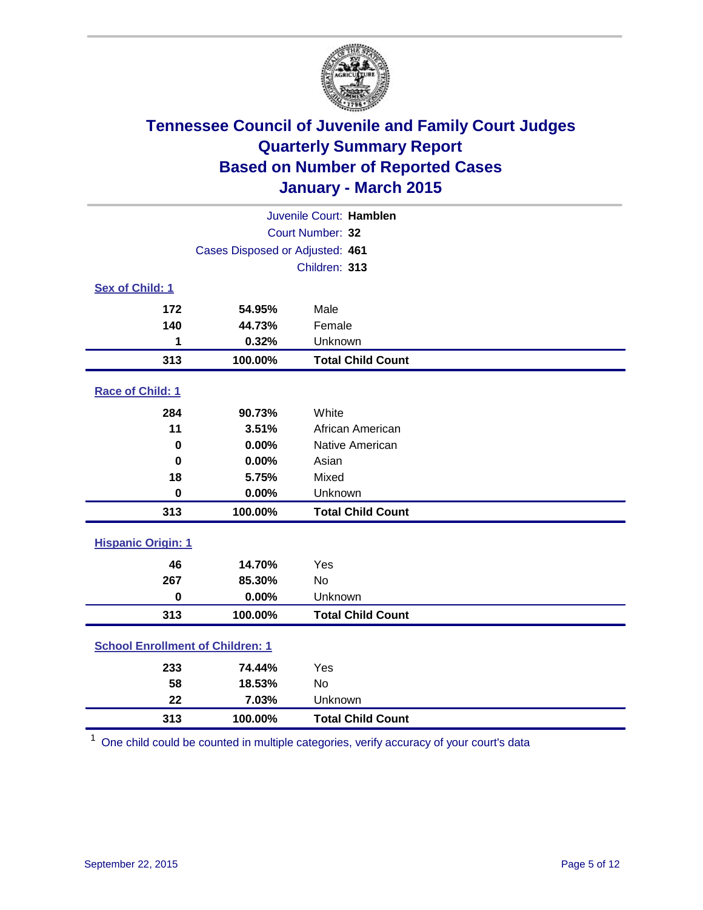# Tennessee Council of Juvenile and Family Court Judges
# Quarterly Summary Report
# Based on Number of Reported Cases
# January - March 2015

Juvenile Court: **Hamblen**

Court Number: **32**

Cases Disposed or Adjusted: **461**

Children: **313**

## Sex of Child: 1

| | | |
|---|---|---|
| **172** | **54.95%** | Male |
| **140** | **44.73%** | Female |
| **1** | **0.32%** | Unknown |
| **313** | **100.00%** | **Total Child Count** |

## Race of Child: 1

| | | |
|---|---|---|
| **284** | **90.73%** | White |
| **11** | **3.51%** | African American |
| **0** | **0.00%** | Native American |
| **0** | **0.00%** | Asian |
| **18** | **5.75%** | Mixed |
| **0** | **0.00%** | Unknown |
| **313** | **100.00%** | **Total Child Count** |

## Hispanic Origin: 1

| | | |
|---|---|---|
| **46** | **14.70%** | Yes |
| **267** | **85.30%** | No |
| **0** | **0.00%** | Unknown |
| **313** | **100.00%** | **Total Child Count** |

## School Enrollment of Children: 1

| | | |
|---|---|---|
| **233** | **74.44%** | Yes |
| **58** | **18.53%** | No |
| **22** | **7.03%** | Unknown |
| **313** | **100.00%** | **Total Child Count** |

[1] One child could be counted in multiple categories, verify accuracy of your court's data

September 22, 2015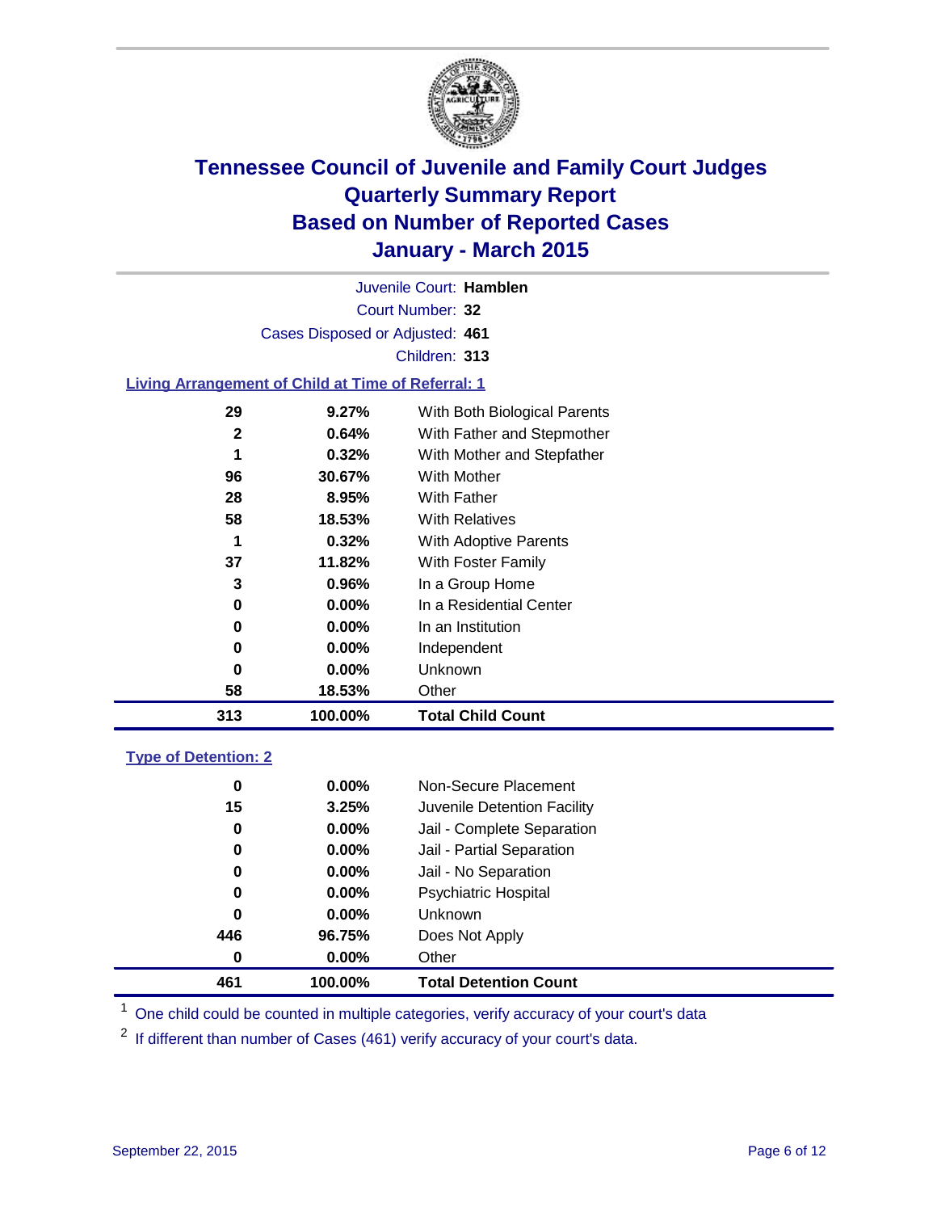# Tennessee Council of Juvenile and Family Court Judges
# Quarterly Summary Report
# Based on Number of Reported Cases
# January - March 2015

Juvenile Court: **Hamblen**
Court Number: **32**
Cases Disposed or Adjusted: **461**
Children: **313**

## Living Arrangement of Child at Time of Referral: 1

| | | |
|---|---|---|
| **29** | **9.27%** | With Both Biological Parents |
| **2** | **0.64%** | With Father and Stepmother |
| **1** | **0.32%** | With Mother and Stepfather |
| **96** | **30.67%** | With Mother |
| **28** | **8.95%** | With Father |
| **58** | **18.53%** | With Relatives |
| **1** | **0.32%** | With Adoptive Parents |
| **37** | **11.82%** | With Foster Family |
| **3** | **0.96%** | In a Group Home |
| **0** | **0.00%** | In a Residential Center |
| **0** | **0.00%** | In an Institution |
| **0** | **0.00%** | Independent |
| **0** | **0.00%** | Unknown |
| **58** | **18.53%** | Other |
| **313** | **100.00%** | **Total Child Count** |

## Type of Detention: 2

| | | |
|---|---|---|
| **0** | **0.00%** | Non-Secure Placement |
| **15** | **3.25%** | Juvenile Detention Facility |
| **0** | **0.00%** | Jail - Complete Separation |
| **0** | **0.00%** | Jail - Partial Separation |
| **0** | **0.00%** | Jail - No Separation |
| **0** | **0.00%** | Psychiatric Hospital |
| **0** | **0.00%** | Unknown |
| **446** | **96.75%** | Does Not Apply |
| **0** | **0.00%** | Other |
| **461** | **100.00%** | **Total Detention Count** |

[1] One child could be counted in multiple categories, verify accuracy of your court's data

[2] If different than number of Cases (461) verify accuracy of your court's data.

September 22, 2015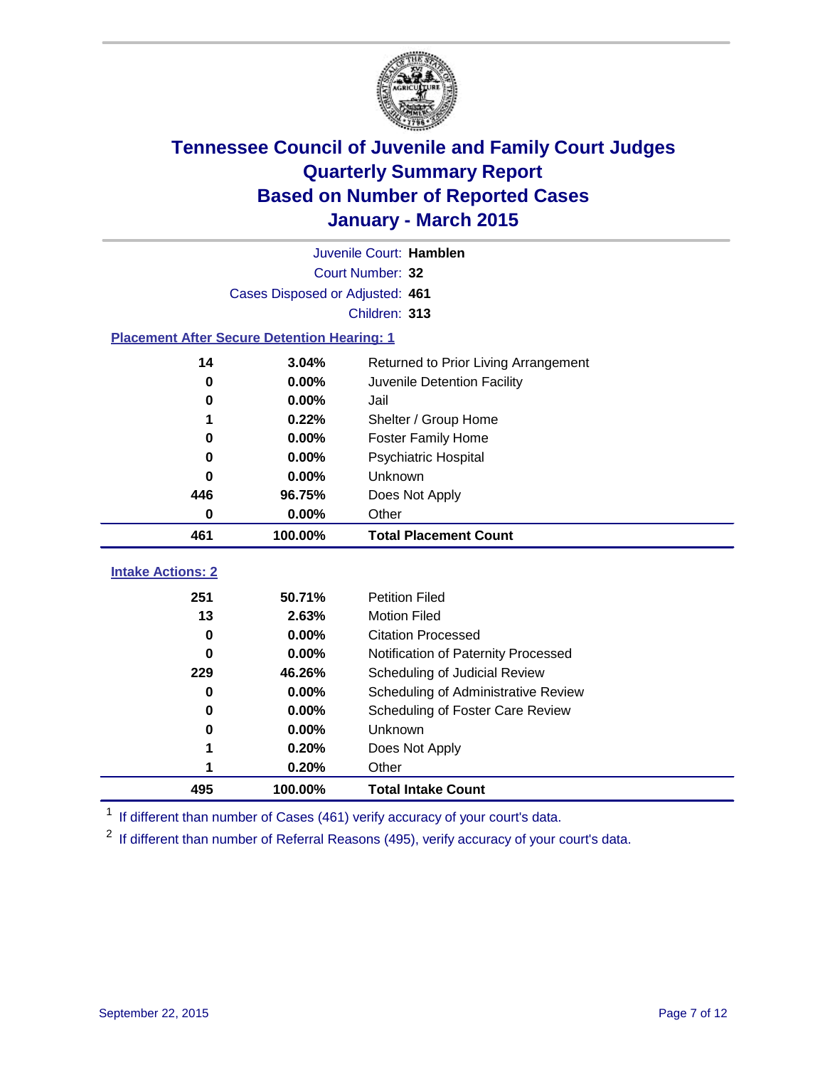# Tennessee Council of Juvenile and Family Court Judges
## Quarterly Summary Report
## Based on Number of Reported Cases
## January - March 2015

Juvenile Court: **Hamblen**

Court Number: **32**

Cases Disposed or Adjusted: **461**

Children: **313**

### Placement After Secure Detention Hearing: 1

| | | |
|---|---|---|
| **14** | **3.04%** | Returned to Prior Living Arrangement |
| **0** | **0.00%** | Juvenile Detention Facility |
| **0** | **0.00%** | Jail |
| **1** | **0.22%** | Shelter / Group Home |
| **0** | **0.00%** | Foster Family Home |
| **0** | **0.00%** | Psychiatric Hospital |
| **0** | **0.00%** | Unknown |
| **446** | **96.75%** | Does Not Apply |
| **0** | **0.00%** | Other |
| **461** | **100.00%** | **Total Placement Count** |

### Intake Actions: 2

| | | |
|---|---|---|
| **251** | **50.71%** | Petition Filed |
| **13** | **2.63%** | Motion Filed |
| **0** | **0.00%** | Citation Processed |
| **0** | **0.00%** | Notification of Paternity Processed |
| **229** | **46.26%** | Scheduling of Judicial Review |
| **0** | **0.00%** | Scheduling of Administrative Review |
| **0** | **0.00%** | Scheduling of Foster Care Review |
| **0** | **0.00%** | Unknown |
| **1** | **0.20%** | Does Not Apply |
| **1** | **0.20%** | Other |
| **495** | **100.00%** | **Total Intake Count** |

[1] If different than number of Cases (461) verify accuracy of your court's data.

[2] If different than number of Referral Reasons (495), verify accuracy of your court's data.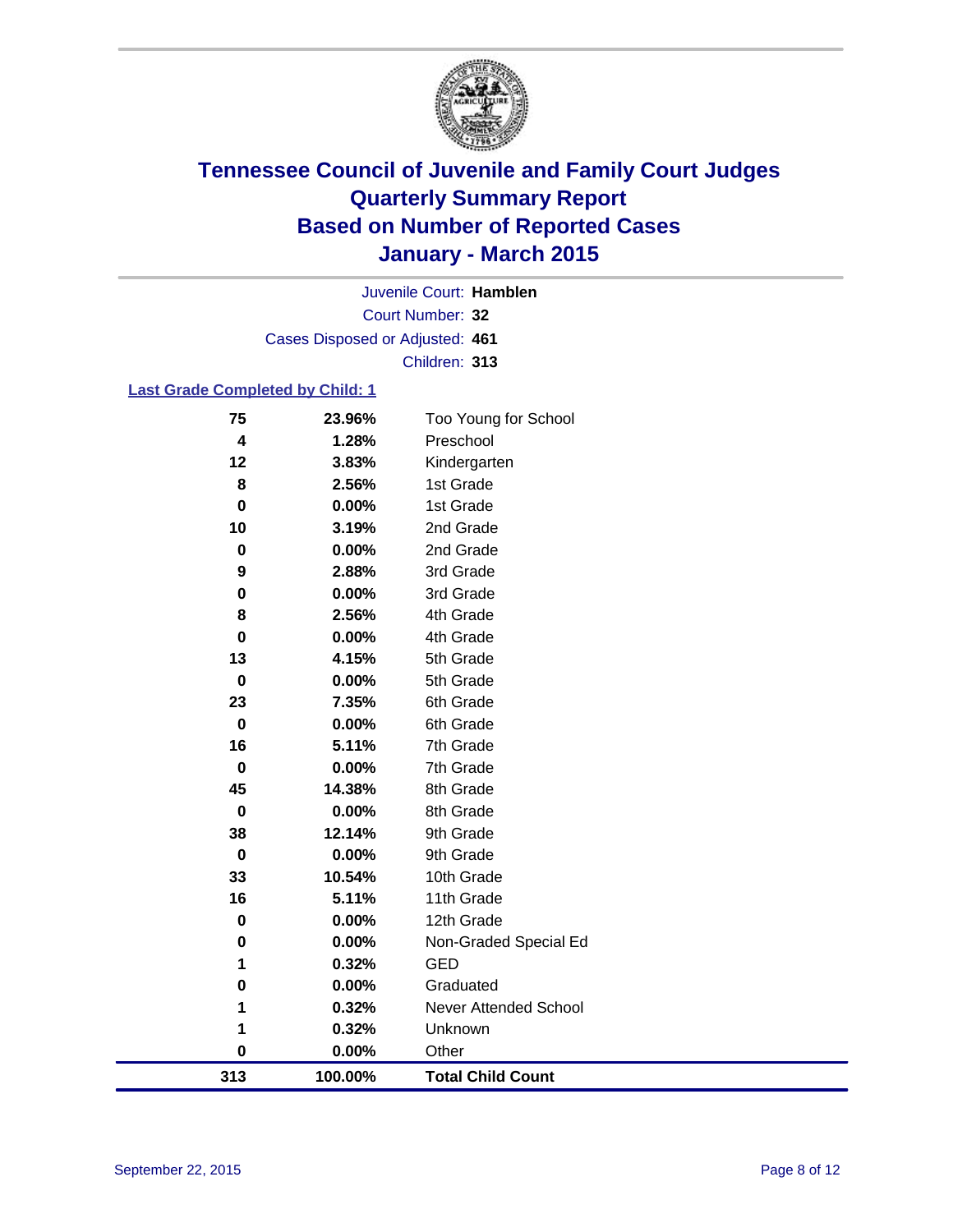# Tennessee Council of Juvenile and Family Court Judges
# Quarterly Summary Report
# Based on Number of Reported Cases
# January - March 2015

Juvenile Court: **Hamblen**
Court Number: **32**
Cases Disposed or Adjusted: **461**
Children: **313**

## Last Grade Completed by Child: 1

| | | |
|---|---|---|
| **75** | **23.96%** | Too Young for School |
| **4** | **1.28%** | Preschool |
| **12** | **3.83%** | Kindergarten |
| **8** | **2.56%** | 1st Grade |
| **0** | **0.00%** | 1st Grade |
| **10** | **3.19%** | 2nd Grade |
| **0** | **0.00%** | 2nd Grade |
| **9** | **2.88%** | 3rd Grade |
| **0** | **0.00%** | 3rd Grade |
| **8** | **2.56%** | 4th Grade |
| **0** | **0.00%** | 4th Grade |
| **13** | **4.15%** | 5th Grade |
| **0** | **0.00%** | 5th Grade |
| **23** | **7.35%** | 6th Grade |
| **0** | **0.00%** | 6th Grade |
| **16** | **5.11%** | 7th Grade |
| **0** | **0.00%** | 7th Grade |
| **45** | **14.38%** | 8th Grade |
| **0** | **0.00%** | 8th Grade |
| **38** | **12.14%** | 9th Grade |
| **0** | **0.00%** | 9th Grade |
| **33** | **10.54%** | 10th Grade |
| **16** | **5.11%** | 11th Grade |
| **0** | **0.00%** | 12th Grade |
| **0** | **0.00%** | Non-Graded Special Ed |
| **1** | **0.32%** | GED |
| **0** | **0.00%** | Graduated |
| **1** | **0.32%** | Never Attended School |
| **1** | **0.32%** | Unknown |
| **0** | **0.00%** | Other |
| **313** | **100.00%** | **Total Child Count** |

September 22, 2015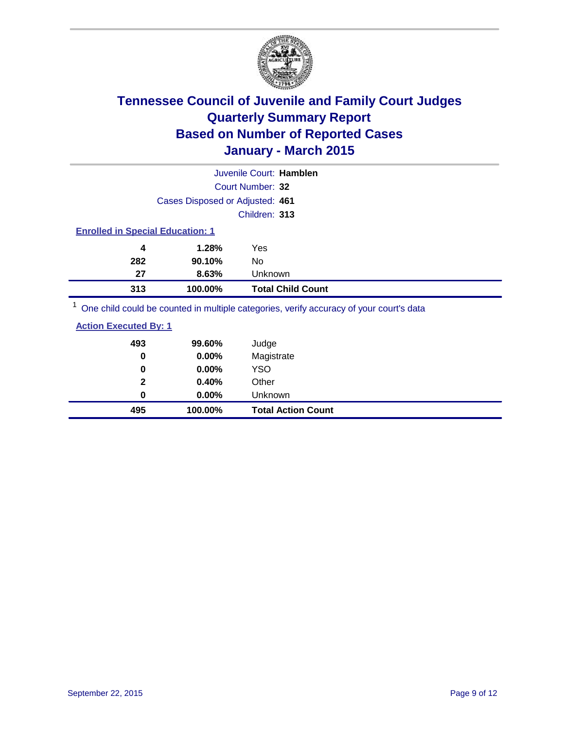# Tennessee Council of Juvenile and Family Court Judges
## Quarterly Summary Report
## Based on Number of Reported Cases
## January - March 2015

Juvenile Court: **Hamblen**

Court Number: **32**

Cases Disposed or Adjusted: **461**

Children: **313**

**Enrolled in Special Education: 1**

| | | |
|---|---|---|
| 4 | 1.28% | Yes |
| 282 | 90.10% | No |
| 27 | 8.63% | Unknown |
| **313** | **100.00%** | **Total Child Count** |

[1] One child could be counted in multiple categories, verify accuracy of your court's data

**Action Executed By: 1**

| | | |
|---|---|---|
| 493 | 99.60% | Judge |
| 0 | 0.00% | Magistrate |
| 0 | 0.00% | YSO |
| 2 | 0.40% | Other |
| 0 | 0.00% | Unknown |
| **495** | **100.00%** | **Total Action Count** |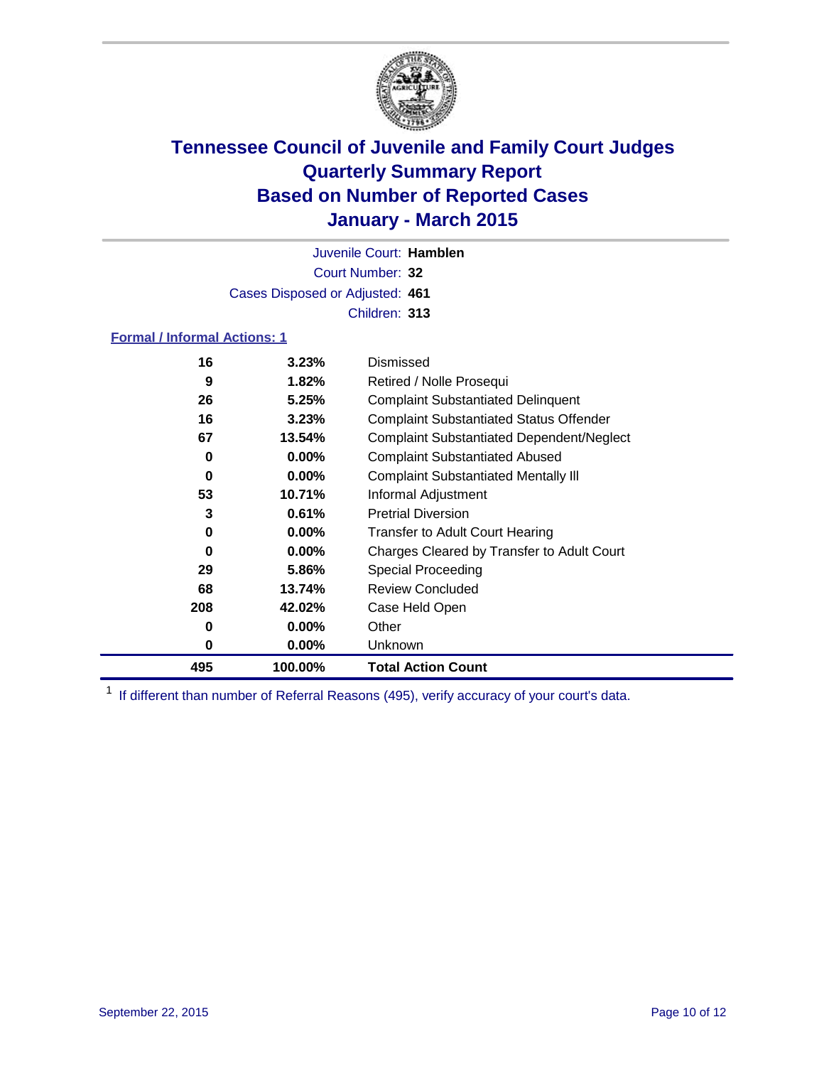# Tennessee Council of Juvenile and Family Court Judges
# Quarterly Summary Report
# Based on Number of Reported Cases
# January - March 2015

Juvenile Court: **Hamblen**

Court Number: **32**

Cases Disposed or Adjusted: **461**

Children: **313**

**Formal / Informal Actions: 1**

| | | |
|---|---|---|
| 16 | 3.23% | Dismissed |
| 9 | 1.82% | Retired / Nolle Prosequi |
| 26 | 5.25% | Complaint Substantiated Delinquent |
| 16 | 3.23% | Complaint Substantiated Status Offender |
| 67 | 13.54% | Complaint Substantiated Dependent/Neglect |
| 0 | 0.00% | Complaint Substantiated Abused |
| 0 | 0.00% | Complaint Substantiated Mentally Ill |
| 53 | 10.71% | Informal Adjustment |
| 3 | 0.61% | Pretrial Diversion |
| 0 | 0.00% | Transfer to Adult Court Hearing |
| 0 | 0.00% | Charges Cleared by Transfer to Adult Court |
| 29 | 5.86% | Special Proceeding |
| 68 | 13.74% | Review Concluded |
| 208 | 42.02% | Case Held Open |
| 0 | 0.00% | Other |
| 0 | 0.00% | Unknown |
| **495** | **100.00%** | **Total Action Count** |

[1] If different than number of Referral Reasons (495), verify accuracy of your court's data.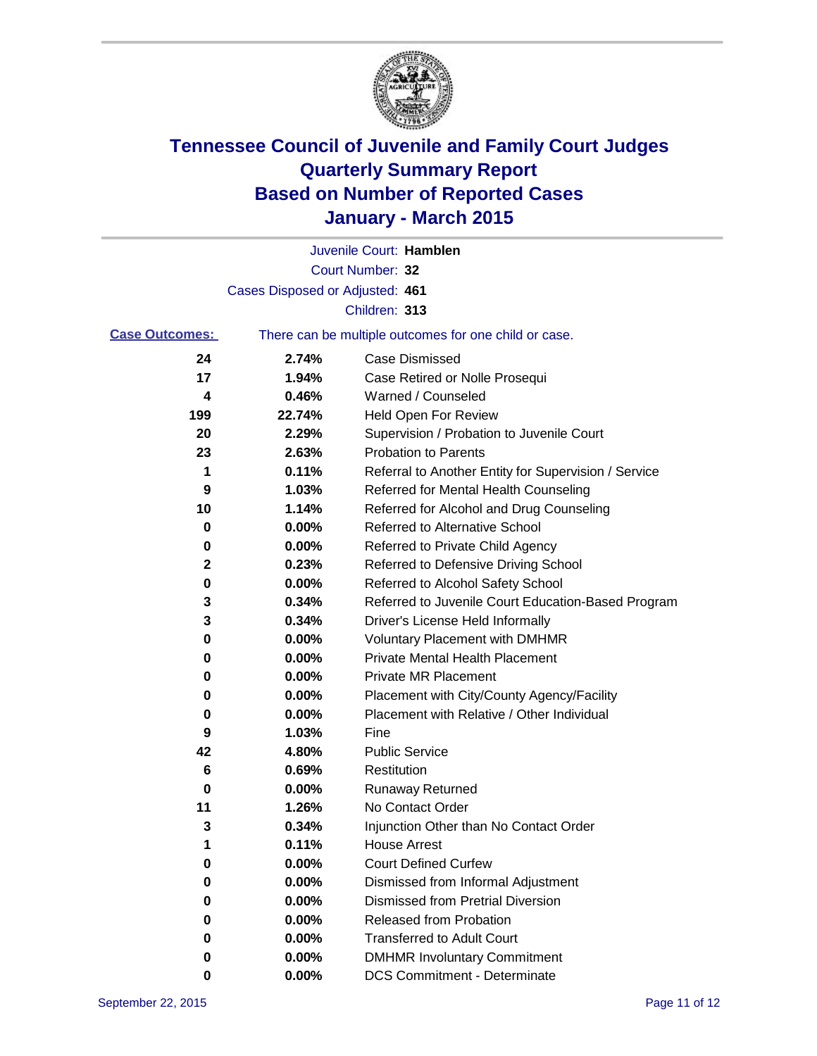# Tennessee Council of Juvenile and Family Court Judges
## Quarterly Summary Report
## Based on Number of Reported Cases
## January - March 2015

Juvenile Court: **Hamblen**

Court Number: **32**

Cases Disposed or Adjusted: **461**

Children: **313**

**Case Outcomes:** There can be multiple outcomes for one child or case.

| | | |
|---|---|---|
| 24 | 2.74% | Case Dismissed |
| 17 | 1.94% | Case Retired or Nolle Prosequi |
| 4 | 0.46% | Warned / Counseled |
| 199 | 22.74% | Held Open For Review |
| 20 | 2.29% | Supervision / Probation to Juvenile Court |
| 23 | 2.63% | Probation to Parents |
| 1 | 0.11% | Referral to Another Entity for Supervision / Service |
| 9 | 1.03% | Referred for Mental Health Counseling |
| 10 | 1.14% | Referred for Alcohol and Drug Counseling |
| 0 | 0.00% | Referred to Alternative School |
| 0 | 0.00% | Referred to Private Child Agency |
| 2 | 0.23% | Referred to Defensive Driving School |
| 0 | 0.00% | Referred to Alcohol Safety School |
| 3 | 0.34% | Referred to Juvenile Court Education-Based Program |
| 3 | 0.34% | Driver's License Held Informally |
| 0 | 0.00% | Voluntary Placement with DMHMR |
| 0 | 0.00% | Private Mental Health Placement |
| 0 | 0.00% | Private MR Placement |
| 0 | 0.00% | Placement with City/County Agency/Facility |
| 0 | 0.00% | Placement with Relative / Other Individual |
| 9 | 1.03% | Fine |
| 42 | 4.80% | Public Service |
| 6 | 0.69% | Restitution |
| 0 | 0.00% | Runaway Returned |
| 11 | 1.26% | No Contact Order |
| 3 | 0.34% | Injunction Other than No Contact Order |
| 1 | 0.11% | House Arrest |
| 0 | 0.00% | Court Defined Curfew |
| 0 | 0.00% | Dismissed from Informal Adjustment |
| 0 | 0.00% | Dismissed from Pretrial Diversion |
| 0 | 0.00% | Released from Probation |
| 0 | 0.00% | Transferred to Adult Court |
| 0 | 0.00% | DMHMR Involuntary Commitment |
| 0 | 0.00% | DCS Commitment - Determinate |

September 22, 2015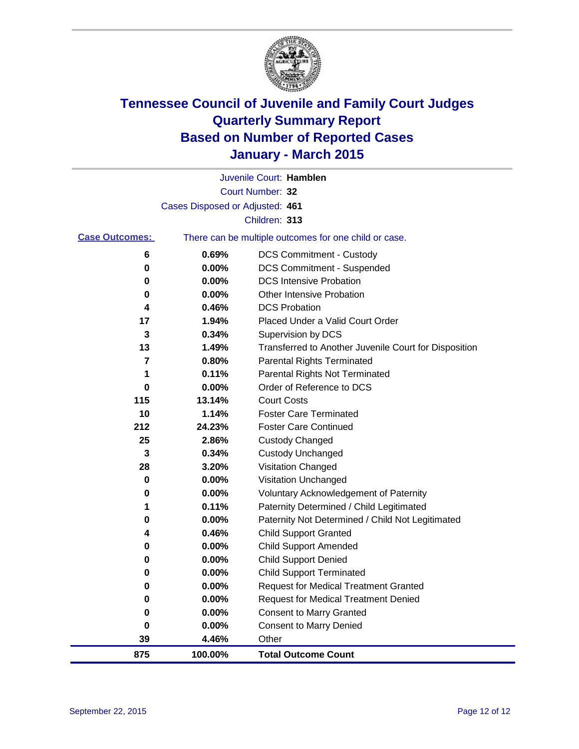# Tennessee Council of Juvenile and Family Court Judges
# Quarterly Summary Report
# Based on Number of Reported Cases
# January - March 2015

Juvenile Court: **Hamblen**

Court Number: **32**

Cases Disposed or Adjusted: **461**

Children: **313**

**Case Outcomes:** There can be multiple outcomes for one child or case.

| | | |
|---|---|---|
| 6 | 0.69% | DCS Commitment - Custody |
| 0 | 0.00% | DCS Commitment - Suspended |
| 0 | 0.00% | DCS Intensive Probation |
| 0 | 0.00% | Other Intensive Probation |
| 4 | 0.46% | DCS Probation |
| 17 | 1.94% | Placed Under a Valid Court Order |
| 3 | 0.34% | Supervision by DCS |
| 13 | 1.49% | Transferred to Another Juvenile Court for Disposition |
| 7 | 0.80% | Parental Rights Terminated |
| 1 | 0.11% | Parental Rights Not Terminated |
| 0 | 0.00% | Order of Reference to DCS |
| 115 | 13.14% | Court Costs |
| 10 | 1.14% | Foster Care Terminated |
| 212 | 24.23% | Foster Care Continued |
| 25 | 2.86% | Custody Changed |
| 3 | 0.34% | Custody Unchanged |
| 28 | 3.20% | Visitation Changed |
| 0 | 0.00% | Visitation Unchanged |
| 0 | 0.00% | Voluntary Acknowledgement of Paternity |
| 1 | 0.11% | Paternity Determined / Child Legitimated |
| 0 | 0.00% | Paternity Not Determined / Child Not Legitimated |
| 4 | 0.46% | Child Support Granted |
| 0 | 0.00% | Child Support Amended |
| 0 | 0.00% | Child Support Denied |
| 0 | 0.00% | Child Support Terminated |
| 0 | 0.00% | Request for Medical Treatment Granted |
| 0 | 0.00% | Request for Medical Treatment Denied |
| 0 | 0.00% | Consent to Marry Granted |
| 0 | 0.00% | Consent to Marry Denied |
| 39 | 4.46% | Other |
| **875** | **100.00%** | **Total Outcome Count** |